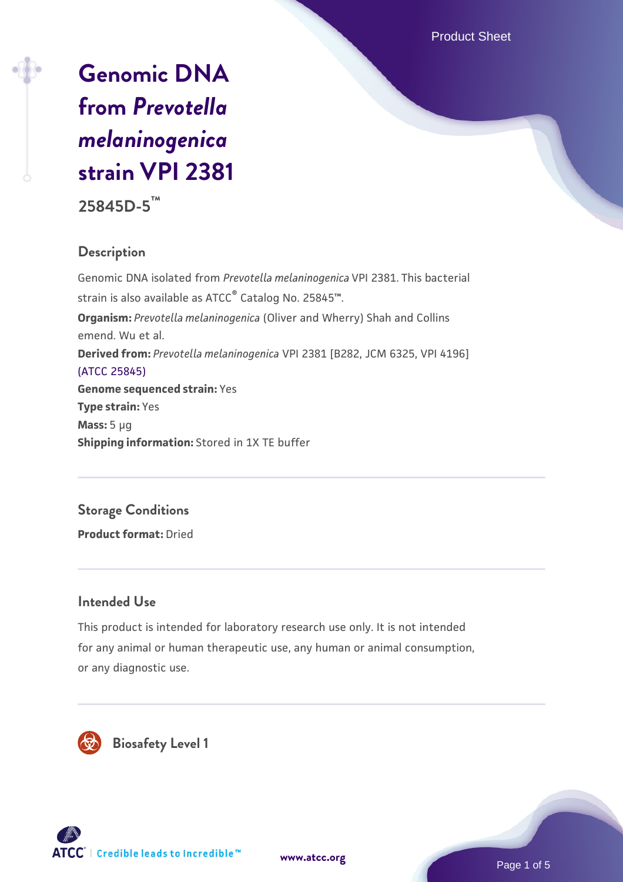# Genomic DNA from *Prevotella melaninogenica* strain VPI 2381

**25845D-5™**

## Description

Genomic DNA isolated from *Prevotella melaninogenica* VPI 2381. This bacterial strain is also available as ATCC® Catalog No. 25845™.

**Organism:** *Prevotella melaninogenica* (Oliver and Wherry) Shah and Collins emend. Wu et al.

**Derived from:** *Prevotella melaninogenica* VPI 2381 [B282, JCM 6325, VPI 4196] (ATCC 25845)

**Genome sequenced strain:** Yes

**Type strain:** Yes

**Mass:** 5 µg

**Shipping information:** Stored in 1X TE buffer

## Storage Conditions

**Product format:** Dried

## Intended Use

This product is intended for laboratory research use only. It is not intended for any animal or human therapeutic use, any human or animal consumption, or any diagnostic use.

## Biosafety Level 1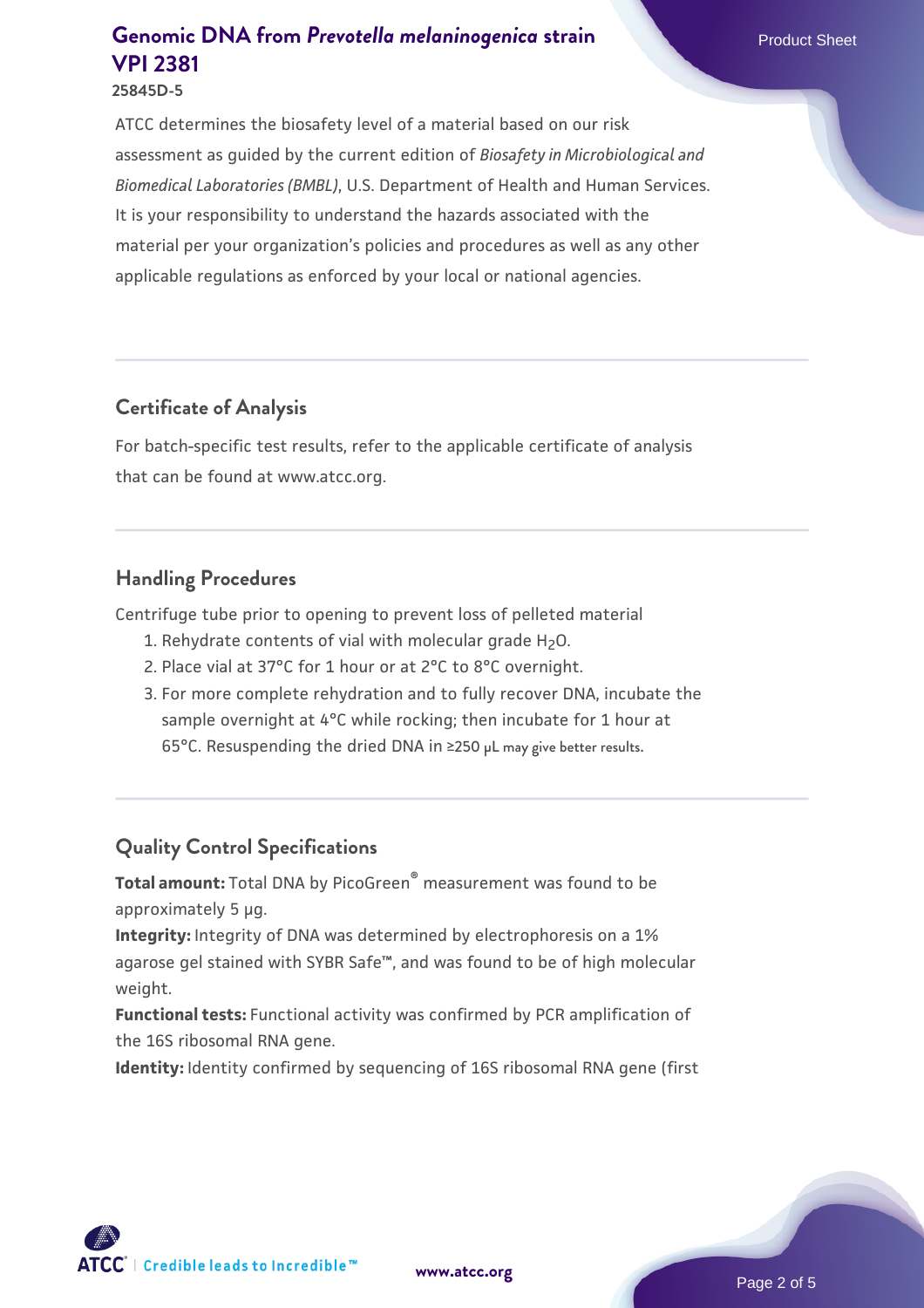ATCC determines the biosafety level of a material based on our risk assessment as guided by the current edition of *Biosafety in Microbiological and Biomedical Laboratories (BMBL)*, U.S. Department of Health and Human Services. It is your responsibility to understand the hazards associated with the material per your organization's policies and procedures as well as any other applicable regulations as enforced by your local or national agencies.

## Certificate of Analysis

For batch-specific test results, refer to the applicable certificate of analysis that can be found at www.atcc.org.

## Handling Procedures

Centrifuge tube prior to opening to prevent loss of pelleted material

1. Rehydrate contents of vial with molecular grade $H_2O$.
2. Place vial at 37°C for 1 hour or at 2°C to 8°C overnight.
3. For more complete rehydration and to fully recover DNA, incubate the sample overnight at 4°C while rocking; then incubate for 1 hour at 65°C. Resuspending the dried DNA in ≥250 µL may give better results.

## Quality Control Specifications

**Total amount:** Total DNA by PicoGreen® measurement was found to be approximately 5 µg.

**Integrity:** Integrity of DNA was determined by electrophoresis on a 1% agarose gel stained with SYBR Safe™, and was found to be of high molecular weight.

**Functional tests:** Functional activity was confirmed by PCR amplification of the 16S ribosomal RNA gene.

**Identity:** Identity confirmed by sequencing of 16S ribosomal RNA gene (first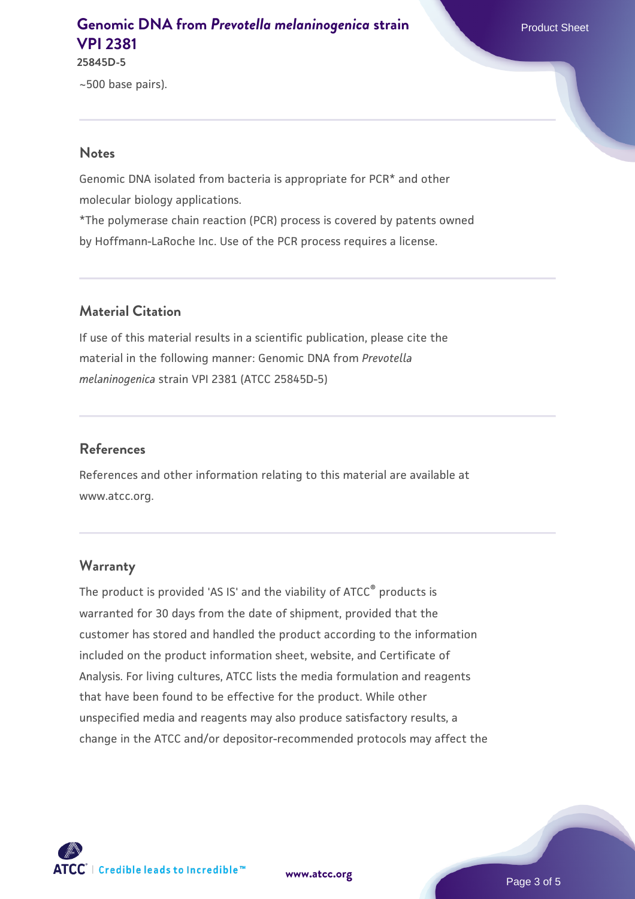~500 base pairs).

## Notes

Genomic DNA isolated from bacteria is appropriate for PCR* and other molecular biology applications.

*The polymerase chain reaction (PCR) process is covered by patents owned by Hoffmann-LaRoche Inc. Use of the PCR process requires a license.

## Material Citation

If use of this material results in a scientific publication, please cite the material in the following manner: Genomic DNA from *Prevotella melaninogenica* strain VPI 2381 (ATCC 25845D-5)

## References

References and other information relating to this material are available at www.atcc.org.

## Warranty

The product is provided 'AS IS' and the viability of ATCC® products is warranted for 30 days from the date of shipment, provided that the customer has stored and handled the product according to the information included on the product information sheet, website, and Certificate of Analysis. For living cultures, ATCC lists the media formulation and reagents that have been found to be effective for the product. While other unspecified media and reagents may also produce satisfactory results, a change in the ATCC and/or depositor-recommended protocols may affect the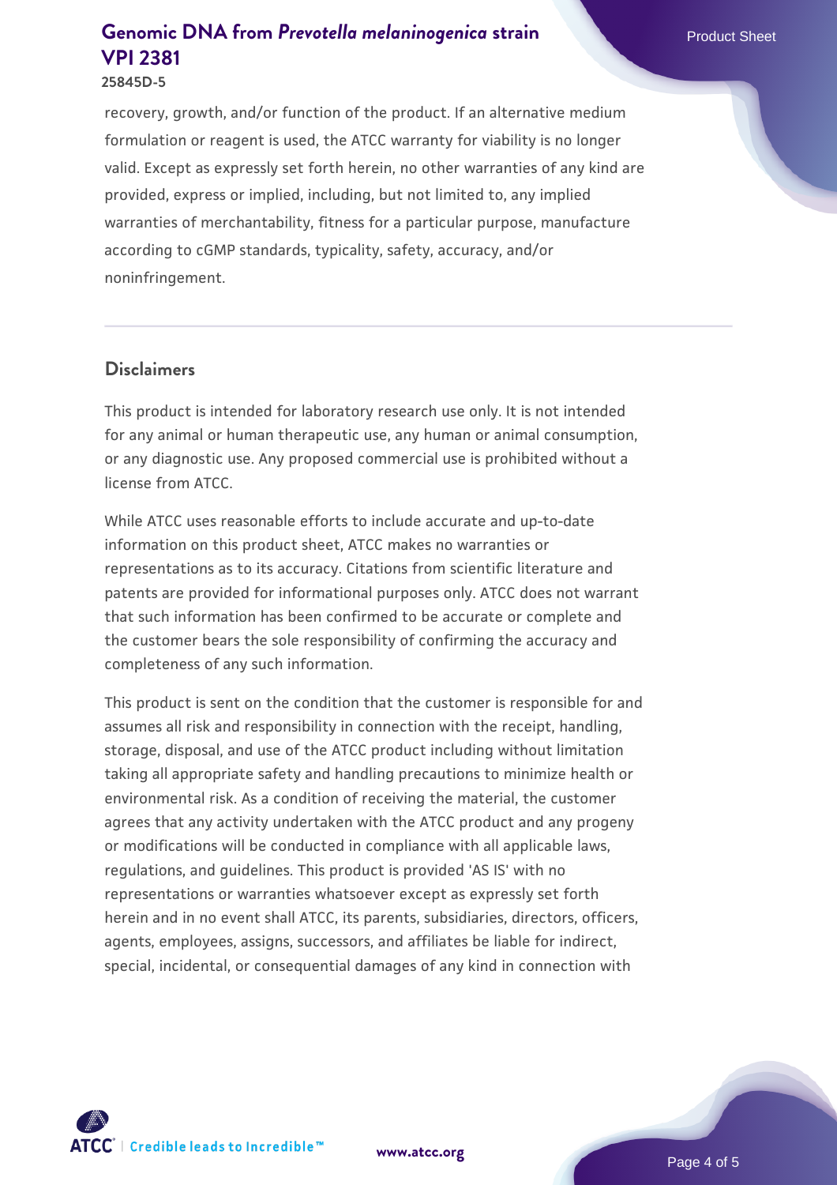recovery, growth, and/or function of the product. If an alternative medium formulation or reagent is used, the ATCC warranty for viability is no longer valid. Except as expressly set forth herein, no other warranties of any kind are provided, express or implied, including, but not limited to, any implied warranties of merchantability, fitness for a particular purpose, manufacture according to cGMP standards, typicality, safety, accuracy, and/or noninfringement.

## Disclaimers

This product is intended for laboratory research use only. It is not intended for any animal or human therapeutic use, any human or animal consumption, or any diagnostic use. Any proposed commercial use is prohibited without a license from ATCC.

While ATCC uses reasonable efforts to include accurate and up-to-date information on this product sheet, ATCC makes no warranties or representations as to its accuracy. Citations from scientific literature and patents are provided for informational purposes only. ATCC does not warrant that such information has been confirmed to be accurate or complete and the customer bears the sole responsibility of confirming the accuracy and completeness of any such information.

This product is sent on the condition that the customer is responsible for and assumes all risk and responsibility in connection with the receipt, handling, storage, disposal, and use of the ATCC product including without limitation taking all appropriate safety and handling precautions to minimize health or environmental risk. As a condition of receiving the material, the customer agrees that any activity undertaken with the ATCC product and any progeny or modifications will be conducted in compliance with all applicable laws, regulations, and guidelines. This product is provided 'AS IS' with no representations or warranties whatsoever except as expressly set forth herein and in no event shall ATCC, its parents, subsidiaries, directors, officers, agents, employees, assigns, successors, and affiliates be liable for indirect, special, incidental, or consequential damages of any kind in connection with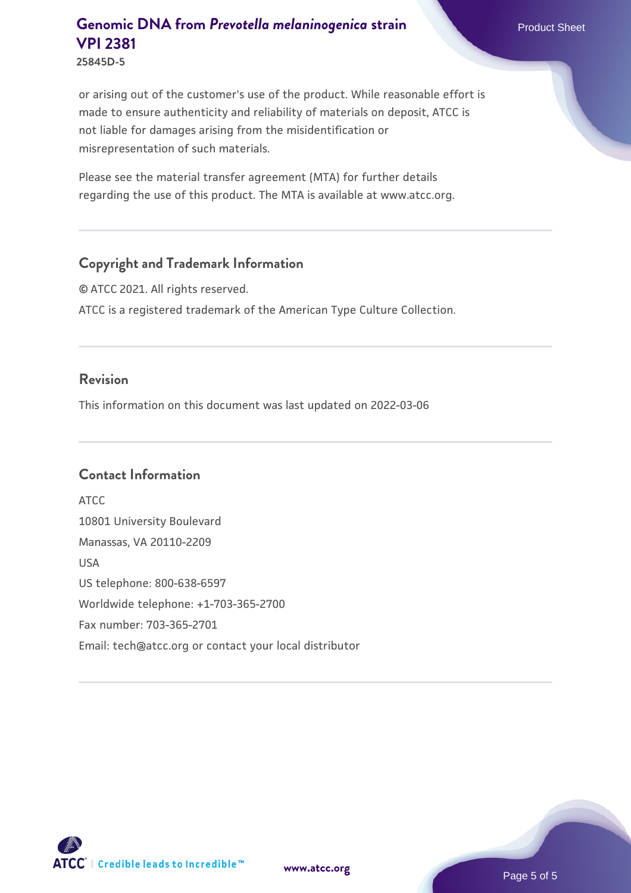or arising out of the customer's use of the product. While reasonable effort is made to ensure authenticity and reliability of materials on deposit, ATCC is not liable for damages arising from the misidentification or misrepresentation of such materials.

Please see the material transfer agreement (MTA) for further details regarding the use of this product. The MTA is available at www.atcc.org.

## Copyright and Trademark Information

© ATCC 2021. All rights reserved.

ATCC is a registered trademark of the American Type Culture Collection.

## Revision

This information on this document was last updated on 2022-03-06

## Contact Information

ATCC
10801 University Boulevard
Manassas, VA 20110-2209
USA
US telephone: 800-638-6597
Worldwide telephone: +1-703-365-2700
Fax number: 703-365-2701
Email: tech@atcc.org or contact your local distributor